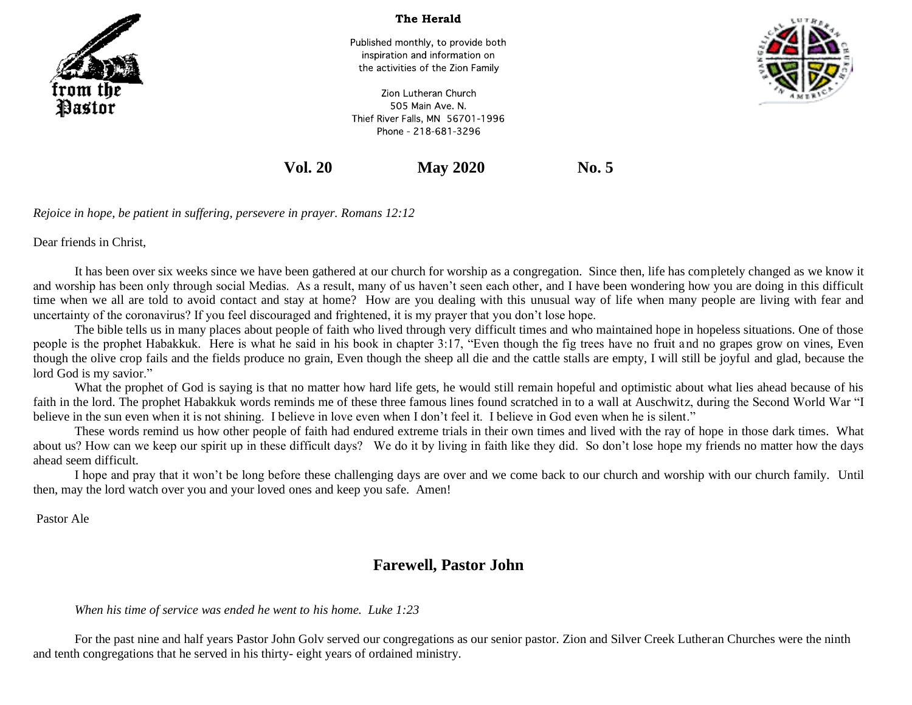from the Pastor

**The Herald**

Published monthly, to provide both inspiration and information on the activities of the Zion Family

Zion Lutheran Church
505 Main Ave. N.
Thief River Falls, MN 56701-1996
Phone - 218-681-3296

**Vol. 20 May 2020 No. 5**

*Rejoice in hope, be patient in suffering, persevere in prayer. Romans 12:12*

Dear friends in Christ,

It has been over six weeks since we have been gathered at our church for worship as a congregation. Since then, life has completely changed as we know it and worship has been only through social Medias. As a result, many of us haven't seen each other, and I have been wondering how you are doing in this difficult time when we all are told to avoid contact and stay at home? How are you dealing with this unusual way of life when many people are living with fear and uncertainty of the coronavirus? If you feel discouraged and frightened, it is my prayer that you don't lose hope.

The bible tells us in many places about people of faith who lived through very difficult times and who maintained hope in hopeless situations. One of those people is the prophet Habakkuk. Here is what he said in his book in chapter 3:17, "Even though the fig trees have no fruit and no grapes grow on vines, Even though the olive crop fails and the fields produce no grain, Even though the sheep all die and the cattle stalls are empty, I will still be joyful and glad, because the lord God is my savior."

What the prophet of God is saying is that no matter how hard life gets, he would still remain hopeful and optimistic about what lies ahead because of his faith in the lord. The prophet Habakkuk words reminds me of these three famous lines found scratched in to a wall at Auschwitz, during the Second World War "I believe in the sun even when it is not shining. I believe in love even when I don't feel it. I believe in God even when he is silent."

These words remind us how other people of faith had endured extreme trials in their own times and lived with the ray of hope in those dark times. What about us? How can we keep our spirit up in these difficult days? We do it by living in faith like they did. So don't lose hope my friends no matter how the days ahead seem difficult.

I hope and pray that it won't be long before these challenging days are over and we come back to our church and worship with our church family. Until then, may the lord watch over you and your loved ones and keep you safe. Amen!

Pastor Ale

## Farewell, Pastor John

*When his time of service was ended he went to his home. Luke 1:23*

For the past nine and half years Pastor John Golv served our congregations as our senior pastor. Zion and Silver Creek Lutheran Churches were the ninth and tenth congregations that he served in his thirty- eight years of ordained ministry.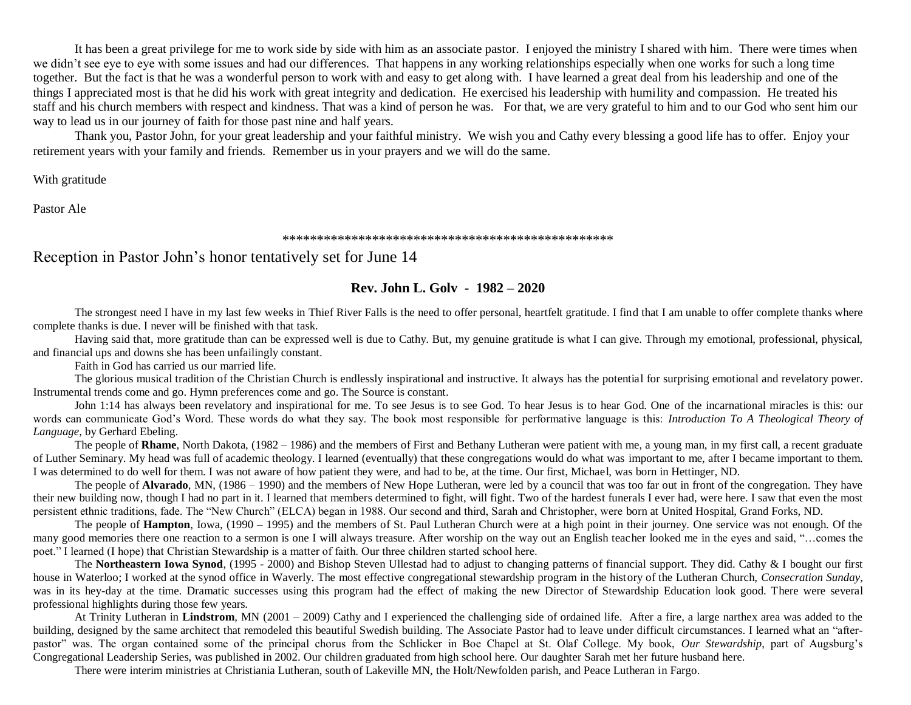It has been a great privilege for me to work side by side with him as an associate pastor. I enjoyed the ministry I shared with him. There were times when we didn't see eye to eye with some issues and had our differences. That happens in any working relationships especially when one works for such a long time together. But the fact is that he was a wonderful person to work with and easy to get along with. I have learned a great deal from his leadership and one of the things I appreciated most is that he did his work with great integrity and dedication. He exercised his leadership with humility and compassion. He treated his staff and his church members with respect and kindness. That was a kind of person he was. For that, we are very grateful to him and to our God who sent him our way to lead us in our journey of faith for those past nine and half years.

Thank you, Pastor John, for your great leadership and your faithful ministry. We wish you and Cathy every blessing a good life has to offer. Enjoy your retirement years with your family and friends. Remember us in your prayers and we will do the same.

With gratitude

Pastor Ale

\*\*\*\*\*\*\*\*\*\*\*\*\*\*\*\*\*\*\*\*\*\*\*\*\*\*\*\*\*\*\*\*\*\*\*\*\*\*\*\*\*\*\*\*\*\*\*\*

## Reception in Pastor John's honor tentatively set for June 14

### Rev. John L. Golv - 1982 – 2020

The strongest need I have in my last few weeks in Thief River Falls is the need to offer personal, heartfelt gratitude. I find that I am unable to offer complete thanks where complete thanks is due. I never will be finished with that task.

Having said that, more gratitude than can be expressed well is due to Cathy. But, my genuine gratitude is what I can give. Through my emotional, professional, physical, and financial ups and downs she has been unfailingly constant.

Faith in God has carried us our married life.

The glorious musical tradition of the Christian Church is endlessly inspirational and instructive. It always has the potential for surprising emotional and revelatory power. Instrumental trends come and go. Hymn preferences come and go. The Source is constant.

John 1:14 has always been revelatory and inspirational for me. To see Jesus is to see God. To hear Jesus is to hear God. One of the incarnational miracles is this: our words can communicate God's Word. These words do what they say. The book most responsible for performative language is this: *Introduction To A Theological Theory of Language*, by Gerhard Ebeling.

The people of **Rhame**, North Dakota, (1982 – 1986) and the members of First and Bethany Lutheran were patient with me, a young man, in my first call, a recent graduate of Luther Seminary. My head was full of academic theology. I learned (eventually) that these congregations would do what was important to me, after I became important to them. I was determined to do well for them. I was not aware of how patient they were, and had to be, at the time. Our first, Michael, was born in Hettinger, ND.

The people of **Alvarado**, MN, (1986 – 1990) and the members of New Hope Lutheran, were led by a council that was too far out in front of the congregation. They have their new building now, though I had no part in it. I learned that members determined to fight, will fight. Two of the hardest funerals I ever had, were here. I saw that even the most persistent ethnic traditions, fade. The "New Church" (ELCA) began in 1988. Our second and third, Sarah and Christopher, were born at United Hospital, Grand Forks, ND.

The people of **Hampton**, Iowa, (1990 – 1995) and the members of St. Paul Lutheran Church were at a high point in their journey. One service was not enough. Of the many good memories there one reaction to a sermon is one I will always treasure. After worship on the way out an English teacher looked me in the eyes and said, "…comes the poet." I learned (I hope) that Christian Stewardship is a matter of faith. Our three children started school here.

The **Northeastern Iowa Synod**, (1995 - 2000) and Bishop Steven Ullestad had to adjust to changing patterns of financial support. They did. Cathy & I bought our first house in Waterloo; I worked at the synod office in Waverly. The most effective congregational stewardship program in the history of the Lutheran Church, *Consecration Sunday*, was in its hey-day at the time. Dramatic successes using this program had the effect of making the new Director of Stewardship Education look good. There were several professional highlights during those few years.

At Trinity Lutheran in **Lindstrom**, MN (2001 – 2009) Cathy and I experienced the challenging side of ordained life. After a fire, a large narthex area was added to the building, designed by the same architect that remodeled this beautiful Swedish building. The Associate Pastor had to leave under difficult circumstances. I learned what an "after-pastor" was. The organ contained some of the principal chorus from the Schlicker in Boe Chapel at St. Olaf College. My book, *Our Stewardship*, part of Augsburg's Congregational Leadership Series, was published in 2002. Our children graduated from high school here. Our daughter Sarah met her future husband here.

There were interim ministries at Christiania Lutheran, south of Lakeville MN, the Holt/Newfolden parish, and Peace Lutheran in Fargo.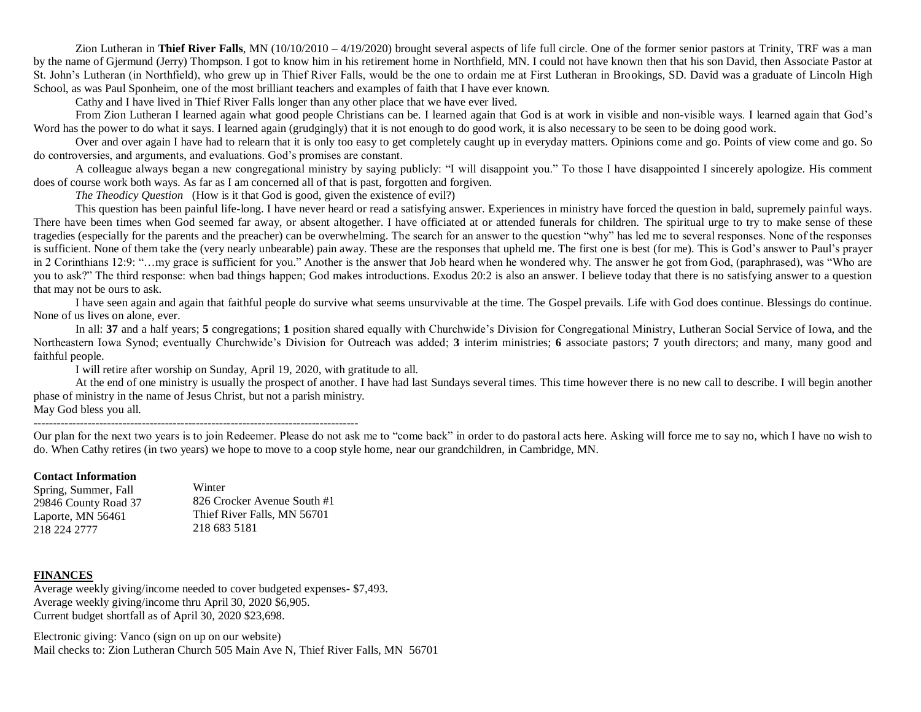Zion Lutheran in **Thief River Falls**, MN (10/10/2010 – 4/19/2020) brought several aspects of life full circle. One of the former senior pastors at Trinity, TRF was a man by the name of Gjermund (Jerry) Thompson. I got to know him in his retirement home in Northfield, MN. I could not have known then that his son David, then Associate Pastor at St. John's Lutheran (in Northfield), who grew up in Thief River Falls, would be the one to ordain me at First Lutheran in Brookings, SD. David was a graduate of Lincoln High School, as was Paul Sponheim, one of the most brilliant teachers and examples of faith that I have ever known.

Cathy and I have lived in Thief River Falls longer than any other place that we have ever lived.

From Zion Lutheran I learned again what good people Christians can be. I learned again that God is at work in visible and non-visible ways. I learned again that God's Word has the power to do what it says. I learned again (grudgingly) that it is not enough to do good work, it is also necessary to be seen to be doing good work.

Over and over again I have had to relearn that it is only too easy to get completely caught up in everyday matters. Opinions come and go. Points of view come and go. So do controversies, and arguments, and evaluations. God's promises are constant.

A colleague always began a new congregational ministry by saying publicly: "I will disappoint you." To those I have disappointed I sincerely apologize. His comment does of course work both ways. As far as I am concerned all of that is past, forgotten and forgiven.

*The Theodicy Question* (How is it that God is good, given the existence of evil?)

This question has been painful life-long. I have never heard or read a satisfying answer. Experiences in ministry have forced the question in bald, supremely painful ways. There have been times when God seemed far away, or absent altogether. I have officiated at or attended funerals for children. The spiritual urge to try to make sense of these tragedies (especially for the parents and the preacher) can be overwhelming. The search for an answer to the question "why" has led me to several responses. None of the responses is sufficient. None of them take the (very nearly unbearable) pain away. These are the responses that upheld me. The first one is best (for me). This is God's answer to Paul's prayer in 2 Corinthians 12:9: "…my grace is sufficient for you." Another is the answer that Job heard when he wondered why. The answer he got from God, (paraphrased), was "Who are you to ask?" The third response: when bad things happen; God makes introductions. Exodus 20:2 is also an answer. I believe today that there is no satisfying answer to a question that may not be ours to ask.

I have seen again and again that faithful people do survive what seems unsurvivable at the time. The Gospel prevails. Life with God does continue. Blessings do continue. None of us lives on alone, ever.

In all: **37** and a half years; **5** congregations; **1** position shared equally with Churchwide's Division for Congregational Ministry, Lutheran Social Service of Iowa, and the Northeastern Iowa Synod; eventually Churchwide's Division for Outreach was added; **3** interim ministries; **6** associate pastors; **7** youth directors; and many, many good and faithful people.

I will retire after worship on Sunday, April 19, 2020, with gratitude to all.

At the end of one ministry is usually the prospect of another. I have had last Sundays several times. This time however there is no new call to describe. I will begin another phase of ministry in the name of Jesus Christ, but not a parish ministry.

May God bless you all.

-----------------------------------------------------------------------------------

Our plan for the next two years is to join Redeemer. Please do not ask me to "come back" in order to do pastoral acts here. Asking will force me to say no, which I have no wish to do. When Cathy retires (in two years) we hope to move to a coop style home, near our grandchildren, in Cambridge, MN.

**Contact Information**

| Spring, Summer, Fall | Winter |
|---|---|
| 29846 County Road 37 | 826 Crocker Avenue South #1 |
| Laporte, MN 56461 | Thief River Falls, MN 56701 |
| 218 224 2777 | 218 683 5181 |

**FINANCES**

Average weekly giving/income needed to cover budgeted expenses- $7,493.
Average weekly giving/income thru April 30, 2020 $6,905.
Current budget shortfall as of April 30, 2020 $23,698.

Electronic giving: Vanco (sign on up on our website)
Mail checks to: Zion Lutheran Church 505 Main Ave N, Thief River Falls, MN 56701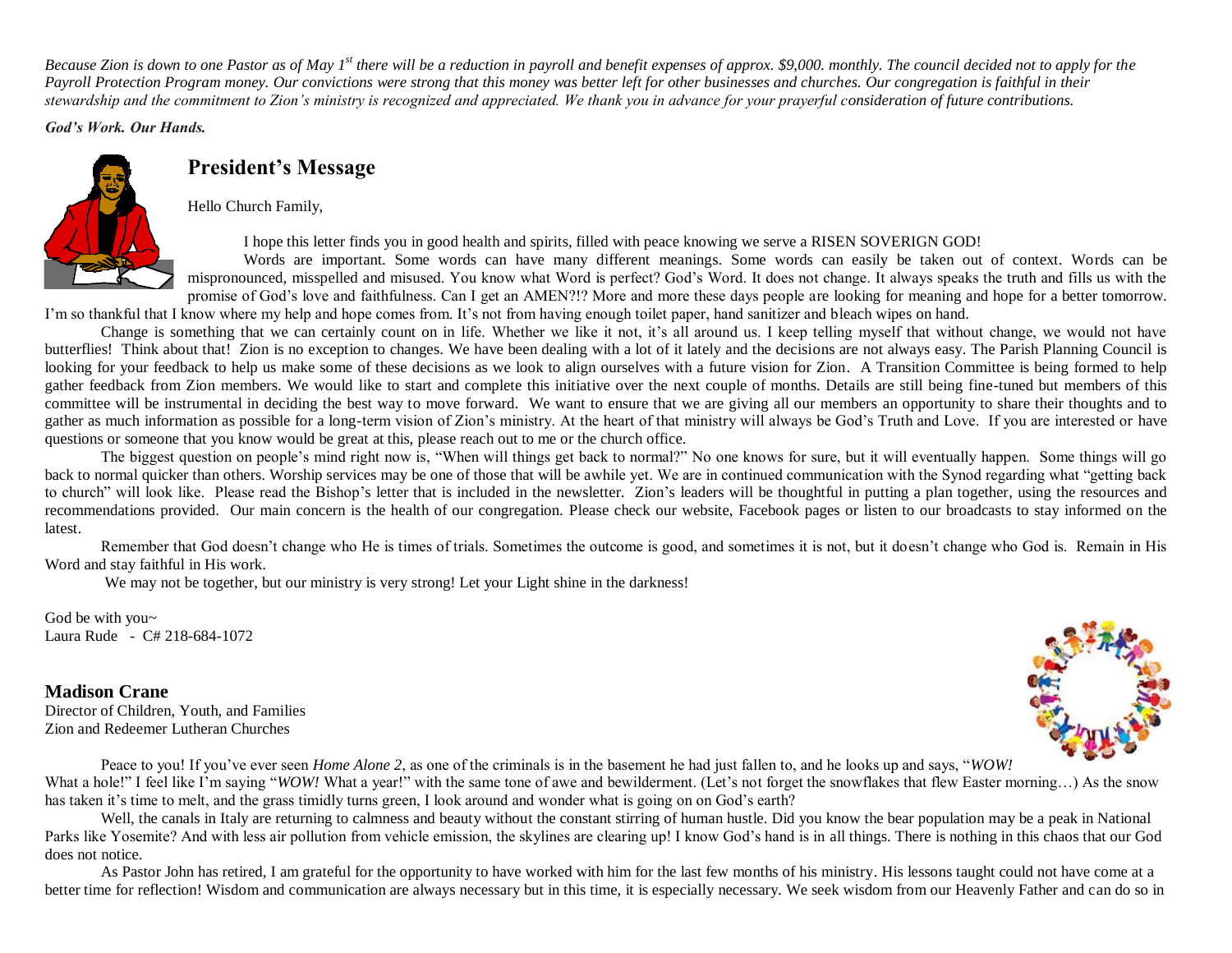*Because Zion is down to one Pastor as of May 1st there will be a reduction in payroll and benefit expenses of approx. $9,000. monthly. The council decided not to apply for the Payroll Protection Program money. Our convictions were strong that this money was better left for other businesses and churches. Our congregation is faithful in their stewardship and the commitment to Zion's ministry is recognized and appreciated. We thank you in advance for your prayerful consideration of future contributions.*

***God's Work. Our Hands.***

## President's Message

Hello Church Family,

I hope this letter finds you in good health and spirits, filled with peace knowing we serve a RISEN SOVERIGN GOD!

Words are important. Some words can have many different meanings. Some words can easily be taken out of context. Words can be mispronounced, misspelled and misused. You know what Word is perfect? God's Word. It does not change. It always speaks the truth and fills us with the promise of God's love and faithfulness. Can I get an AMEN?!? More and more these days people are looking for meaning and hope for a better tomorrow. I'm so thankful that I know where my help and hope comes from. It's not from having enough toilet paper, hand sanitizer and bleach wipes on hand.

Change is something that we can certainly count on in life. Whether we like it not, it's all around us. I keep telling myself that without change, we would not have butterflies! Think about that! Zion is no exception to changes. We have been dealing with a lot of it lately and the decisions are not always easy. The Parish Planning Council is looking for your feedback to help us make some of these decisions as we look to align ourselves with a future vision for Zion. A Transition Committee is being formed to help gather feedback from Zion members. We would like to start and complete this initiative over the next couple of months. Details are still being fine-tuned but members of this committee will be instrumental in deciding the best way to move forward. We want to ensure that we are giving all our members an opportunity to share their thoughts and to gather as much information as possible for a long-term vision of Zion's ministry. At the heart of that ministry will always be God's Truth and Love. If you are interested or have questions or someone that you know would be great at this, please reach out to me or the church office.

The biggest question on people's mind right now is, "When will things get back to normal?" No one knows for sure, but it will eventually happen. Some things will go back to normal quicker than others. Worship services may be one of those that will be awhile yet. We are in continued communication with the Synod regarding what "getting back to church" will look like. Please read the Bishop's letter that is included in the newsletter. Zion's leaders will be thoughtful in putting a plan together, using the resources and recommendations provided. Our main concern is the health of our congregation. Please check our website, Facebook pages or listen to our broadcasts to stay informed on the latest.

Remember that God doesn't change who He is times of trials. Sometimes the outcome is good, and sometimes it is not, but it doesn't change who God is. Remain in His Word and stay faithful in His work.

We may not be together, but our ministry is very strong! Let your Light shine in the darkness!

God be with you~
Laura Rude - C# 218-684-1072

### Madison Crane

Director of Children, Youth, and Families
Zion and Redeemer Lutheran Churches

Peace to you! If you've ever seen *Home Alone 2*, as one of the criminals is in the basement he had just fallen to, and he looks up and says, "*WOW!* What a hole!" I feel like I'm saying "*WOW!* What a year!" with the same tone of awe and bewilderment. (Let's not forget the snowflakes that flew Easter morning…) As the snow has taken it's time to melt, and the grass timidly turns green, I look around and wonder what is going on on God's earth?

Well, the canals in Italy are returning to calmness and beauty without the constant stirring of human hustle. Did you know the bear population may be a peak in National Parks like Yosemite? And with less air pollution from vehicle emission, the skylines are clearing up! I know God's hand is in all things. There is nothing in this chaos that our God does not notice.

As Pastor John has retired, I am grateful for the opportunity to have worked with him for the last few months of his ministry. His lessons taught could not have come at a better time for reflection! Wisdom and communication are always necessary but in this time, it is especially necessary. We seek wisdom from our Heavenly Father and can do so in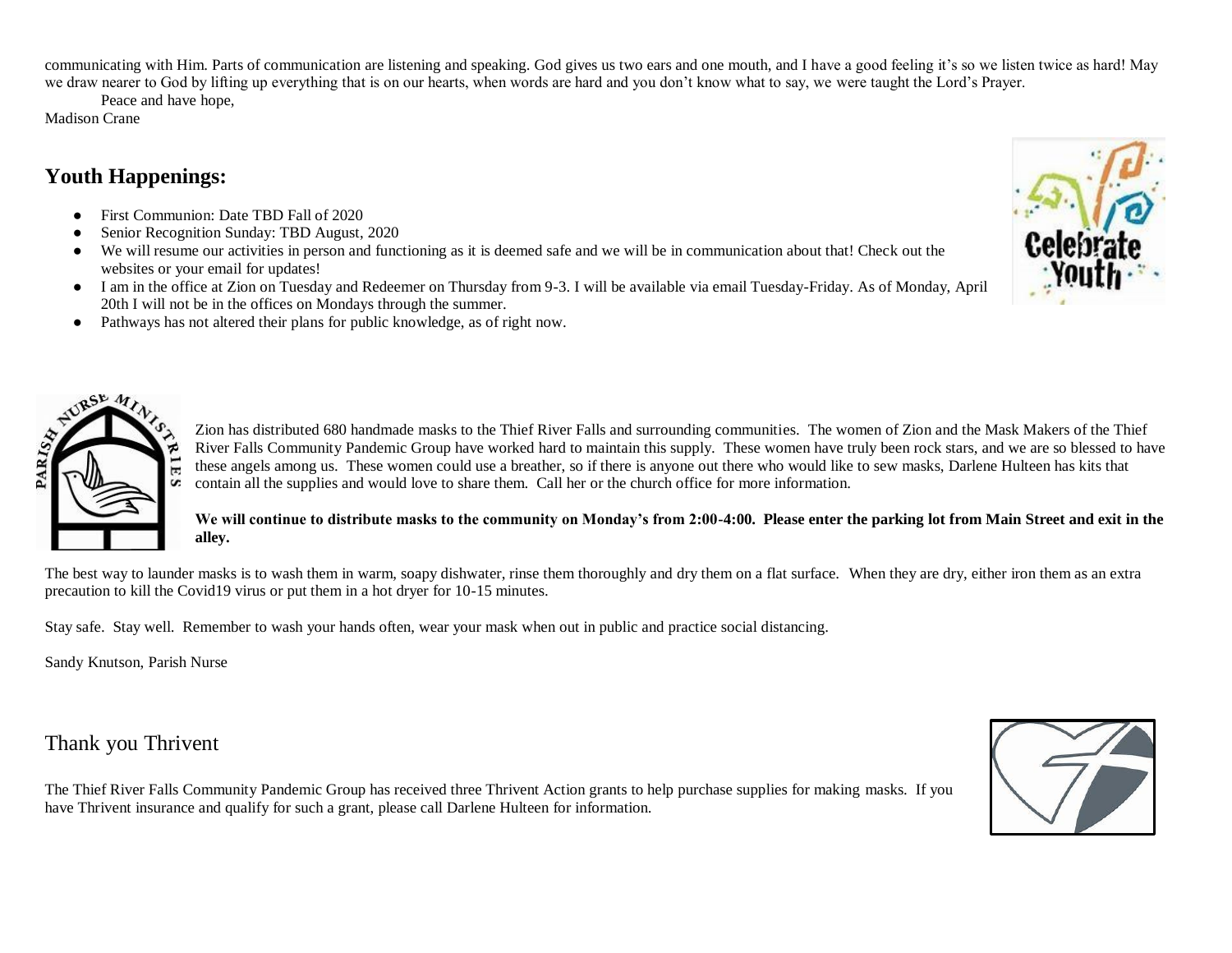communicating with Him. Parts of communication are listening and speaking. God gives us two ears and one mouth, and I have a good feeling it's so we listen twice as hard! May we draw nearer to God by lifting up everything that is on our hearts, when words are hard and you don't know what to say, we were taught the Lord's Prayer.

Peace and have hope,

Madison Crane

## Youth Happenings:

- First Communion: Date TBD Fall of 2020
- Senior Recognition Sunday: TBD August, 2020
- We will resume our activities in person and functioning as it is deemed safe and we will be in communication about that! Check out the websites or your email for updates!
- I am in the office at Zion on Tuesday and Redeemer on Thursday from 9-3. I will be available via email Tuesday-Friday. As of Monday, April 20th I will not be in the offices on Mondays through the summer.
- Pathways has not altered their plans for public knowledge, as of right now.

Zion has distributed 680 handmade masks to the Thief River Falls and surrounding communities. The women of Zion and the Mask Makers of the Thief River Falls Community Pandemic Group have worked hard to maintain this supply. These women have truly been rock stars, and we are so blessed to have these angels among us. These women could use a breather, so if there is anyone out there who would like to sew masks, Darlene Hulteen has kits that contain all the supplies and would love to share them. Call her or the church office for more information.

**We will continue to distribute masks to the community on Monday's from 2:00-4:00. Please enter the parking lot from Main Street and exit in the alley.**

The best way to launder masks is to wash them in warm, soapy dishwater, rinse them thoroughly and dry them on a flat surface. When they are dry, either iron them as an extra precaution to kill the Covid19 virus or put them in a hot dryer for 10-15 minutes.

Stay safe. Stay well. Remember to wash your hands often, wear your mask when out in public and practice social distancing.

Sandy Knutson, Parish Nurse

## Thank you Thrivent

The Thief River Falls Community Pandemic Group has received three Thrivent Action grants to help purchase supplies for making masks. If you have Thrivent insurance and qualify for such a grant, please call Darlene Hulteen for information.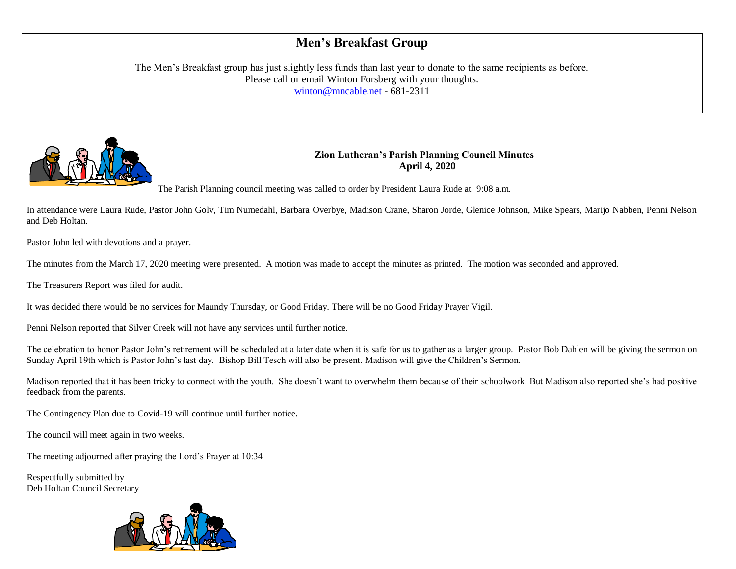## Men's Breakfast Group

The Men's Breakfast group has just slightly less funds than last year to donate to the same recipients as before.
Please call or email Winton Forsberg with your thoughts.
winton@mncable.net - 681-2311

**Zion Lutheran's Parish Planning Council Minutes**
**April 4, 2020**

The Parish Planning council meeting was called to order by President Laura Rude at 9:08 a.m.

In attendance were Laura Rude, Pastor John Golv, Tim Numedahl, Barbara Overbye, Madison Crane, Sharon Jorde, Glenice Johnson, Mike Spears, Marijo Nabben, Penni Nelson and Deb Holtan.

Pastor John led with devotions and a prayer.

The minutes from the March 17, 2020 meeting were presented. A motion was made to accept the minutes as printed. The motion was seconded and approved.

The Treasurers Report was filed for audit.

It was decided there would be no services for Maundy Thursday, or Good Friday. There will be no Good Friday Prayer Vigil.

Penni Nelson reported that Silver Creek will not have any services until further notice.

The celebration to honor Pastor John's retirement will be scheduled at a later date when it is safe for us to gather as a larger group. Pastor Bob Dahlen will be giving the sermon on Sunday April 19th which is Pastor John's last day. Bishop Bill Tesch will also be present. Madison will give the Children's Sermon.

Madison reported that it has been tricky to connect with the youth. She doesn't want to overwhelm them because of their schoolwork. But Madison also reported she's had positive feedback from the parents.

The Contingency Plan due to Covid-19 will continue until further notice.

The council will meet again in two weeks.

The meeting adjourned after praying the Lord's Prayer at 10:34

Respectfully submitted by
Deb Holtan Council Secretary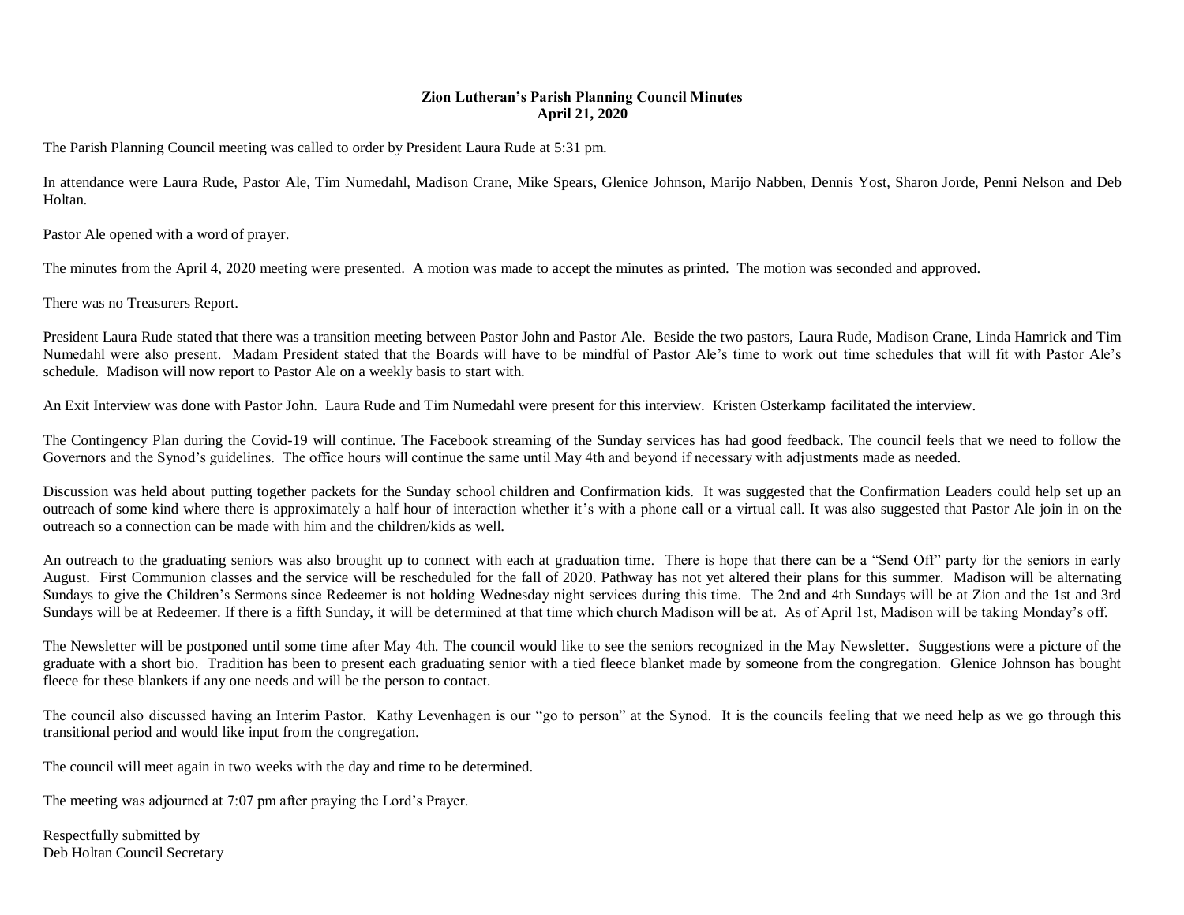**Zion Lutheran's Parish Planning Council Minutes**
**April 21, 2020**

The Parish Planning Council meeting was called to order by President Laura Rude at 5:31 pm.

In attendance were Laura Rude, Pastor Ale, Tim Numedahl, Madison Crane, Mike Spears, Glenice Johnson, Marijo Nabben, Dennis Yost, Sharon Jorde, Penni Nelson and Deb Holtan.

Pastor Ale opened with a word of prayer.

The minutes from the April 4, 2020 meeting were presented. A motion was made to accept the minutes as printed. The motion was seconded and approved.

There was no Treasurers Report.

President Laura Rude stated that there was a transition meeting between Pastor John and Pastor Ale. Beside the two pastors, Laura Rude, Madison Crane, Linda Hamrick and Tim Numedahl were also present. Madam President stated that the Boards will have to be mindful of Pastor Ale's time to work out time schedules that will fit with Pastor Ale's schedule. Madison will now report to Pastor Ale on a weekly basis to start with.

An Exit Interview was done with Pastor John. Laura Rude and Tim Numedahl were present for this interview. Kristen Osterkamp facilitated the interview.

The Contingency Plan during the Covid-19 will continue. The Facebook streaming of the Sunday services has had good feedback. The council feels that we need to follow the Governors and the Synod's guidelines. The office hours will continue the same until May 4th and beyond if necessary with adjustments made as needed.

Discussion was held about putting together packets for the Sunday school children and Confirmation kids. It was suggested that the Confirmation Leaders could help set up an outreach of some kind where there is approximately a half hour of interaction whether it's with a phone call or a virtual call. It was also suggested that Pastor Ale join in on the outreach so a connection can be made with him and the children/kids as well.

An outreach to the graduating seniors was also brought up to connect with each at graduation time. There is hope that there can be a "Send Off" party for the seniors in early August. First Communion classes and the service will be rescheduled for the fall of 2020. Pathway has not yet altered their plans for this summer. Madison will be alternating Sundays to give the Children's Sermons since Redeemer is not holding Wednesday night services during this time. The 2nd and 4th Sundays will be at Zion and the 1st and 3rd Sundays will be at Redeemer. If there is a fifth Sunday, it will be determined at that time which church Madison will be at. As of April 1st, Madison will be taking Monday's off.

The Newsletter will be postponed until some time after May 4th. The council would like to see the seniors recognized in the May Newsletter. Suggestions were a picture of the graduate with a short bio. Tradition has been to present each graduating senior with a tied fleece blanket made by someone from the congregation. Glenice Johnson has bought fleece for these blankets if any one needs and will be the person to contact.

The council also discussed having an Interim Pastor. Kathy Levenhagen is our "go to person" at the Synod. It is the councils feeling that we need help as we go through this transitional period and would like input from the congregation.

The council will meet again in two weeks with the day and time to be determined.

The meeting was adjourned at 7:07 pm after praying the Lord's Prayer.

Respectfully submitted by
Deb Holtan Council Secretary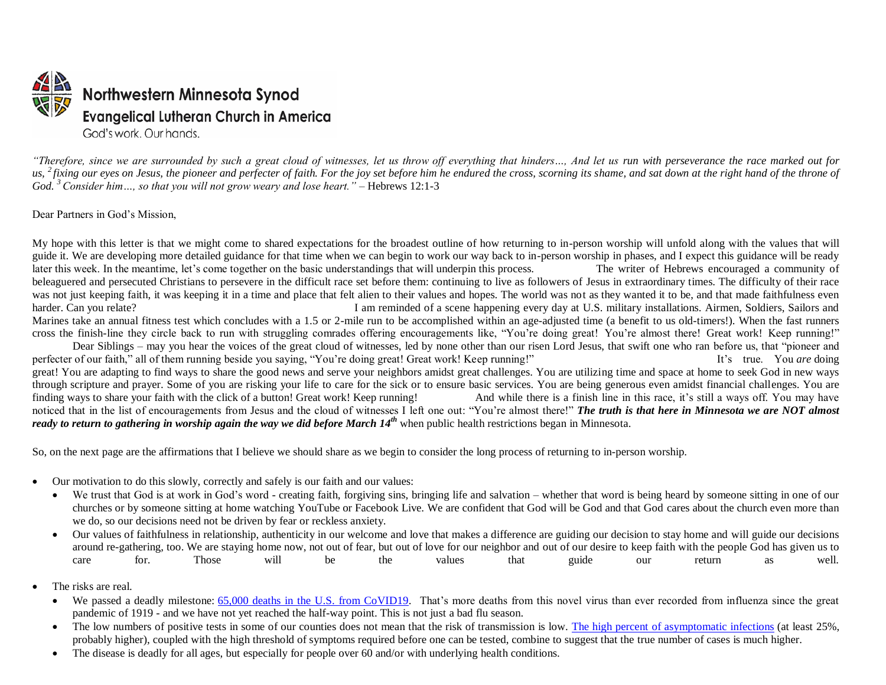# Northwestern Minnesota Synod

## Evangelical Lutheran Church in America

God's work. Our hands.

*"Therefore, since we are surrounded by such a great cloud of witnesses, let us throw off everything that hinders…, And let us run with perseverance the race marked out for us, [2] fixing our eyes on Jesus, the pioneer and perfecter of faith. For the joy set before him he endured the cross, scorning its shame, and sat down at the right hand of the throne of God. [3] Consider him…, so that you will not grow weary and lose heart."* – Hebrews 12:1-3

Dear Partners in God's Mission,

My hope with this letter is that we might come to shared expectations for the broadest outline of how returning to in-person worship will unfold along with the values that will guide it. We are developing more detailed guidance for that time when we can begin to work our way back to in-person worship in phases, and I expect this guidance will be ready later this week. In the meantime, let's come together on the basic understandings that will underpin this process.

The writer of Hebrews encouraged a community of beleaguered and persecuted Christians to persevere in the difficult race set before them: continuing to live as followers of Jesus in extraordinary times. The difficulty of their race was not just keeping faith, it was keeping it in a time and place that felt alien to their values and hopes. The world was not as they wanted it to be, and that made faithfulness even harder. Can you relate?

I am reminded of a scene happening every day at U.S. military installations. Airmen, Soldiers, Sailors and Marines take an annual fitness test which concludes with a 1.5 or 2-mile run to be accomplished within an age-adjusted time (a benefit to us old-timers!). When the fast runners cross the finish-line they circle back to run with struggling comrades offering encouragements like, "You're doing great! You're almost there! Great work! Keep running!"

Dear Siblings – may you hear the voices of the great cloud of witnesses, led by none other than our risen Lord Jesus, that swift one who ran before us, that "pioneer and perfecter of our faith," all of them running beside you saying, "You're doing great! Great work! Keep running!"

It's true. You *are* doing great! You are adapting to find ways to share the good news and serve your neighbors amidst great challenges. You are utilizing time and space at home to seek God in new ways through scripture and prayer. Some of you are risking your life to care for the sick or to ensure basic services. You are being generous even amidst financial challenges. You are finding ways to share your faith with the click of a button! Great work! Keep running!

And while there is a finish line in this race, it's still a ways off. You may have noticed that in the list of encouragements from Jesus and the cloud of witnesses I left one out: "You're almost there!" ***The truth is that here in Minnesota we are NOT almost ready to return to gathering in worship again the way we did before March 14th*** when public health restrictions began in Minnesota.

So, on the next page are the affirmations that I believe we should share as we begin to consider the long process of returning to in-person worship.

- Our motivation to do this slowly, correctly and safely is our faith and our values:
  - We trust that God is at work in God's word - creating faith, forgiving sins, bringing life and salvation – whether that word is being heard by someone sitting in one of our churches or by someone sitting at home watching YouTube or Facebook Live. We are confident that God will be God and that God cares about the church even more than we do, so our decisions need not be driven by fear or reckless anxiety.
  - Our values of faithfulness in relationship, authenticity in our welcome and love that makes a difference are guiding our decision to stay home and will guide our decisions around re-gathering, too. We are staying home now, not out of fear, but out of love for our neighbor and out of our desire to keep faith with the people God has given us to care for. Those will be the values that guide our return as well.
- The risks are real.
  - We passed a deadly milestone: 65,000 deaths in the U.S. from CoVID19. That's more deaths from this novel virus than ever recorded from influenza since the great pandemic of 1919 - and we have not yet reached the half-way point. This is not just a bad flu season.
  - The low numbers of positive tests in some of our counties does not mean that the risk of transmission is low. The high percent of asymptomatic infections (at least 25%, probably higher), coupled with the high threshold of symptoms required before one can be tested, combine to suggest that the true number of cases is much higher.
  - The disease is deadly for all ages, but especially for people over 60 and/or with underlying health conditions.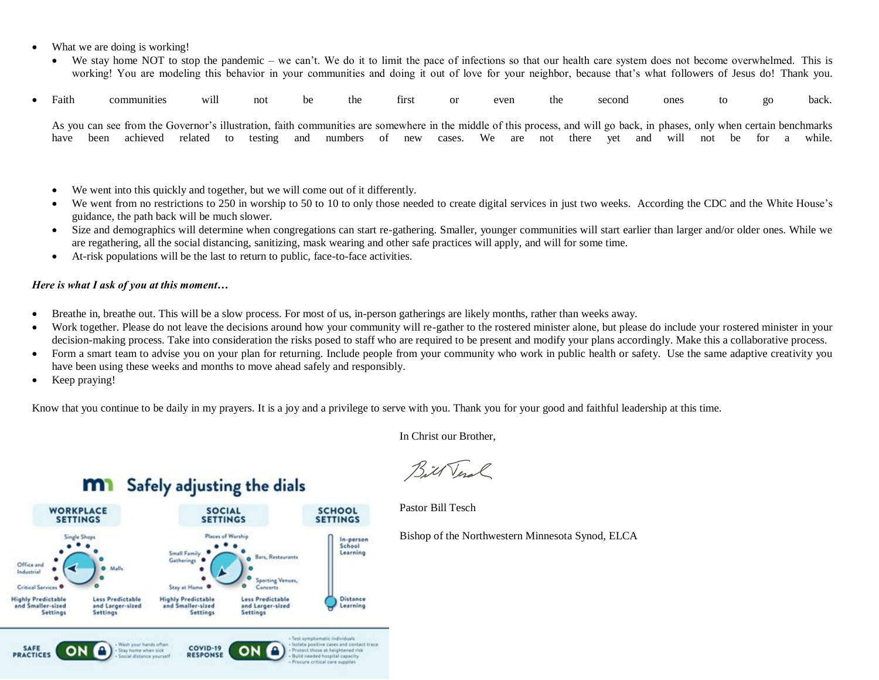- What we are doing is working!
  - We stay home NOT to stop the pandemic – we can't. We do it to limit the pace of infections so that our health care system does not become overwhelmed. This is working! You are modeling this behavior in your communities and doing it out of love for your neighbor, because that's what followers of Jesus do! Thank you.

- Faith communities will not be the first or even the second ones to go back.

  As you can see from the Governor's illustration, faith communities are somewhere in the middle of this process, and will go back, in phases, only when certain benchmarks have been achieved related to testing and numbers of new cases. We are not there yet and will not be for a while.

  - We went into this quickly and together, but we will come out of it differently.
  - We went from no restrictions to 250 in worship to 50 to 10 to only those needed to create digital services in just two weeks. According the CDC and the White House's guidance, the path back will be much slower.
  - Size and demographics will determine when congregations can start re-gathering. Smaller, younger communities will start earlier than larger and/or older ones. While we are regathering, all the social distancing, sanitizing, mask wearing and other safe practices will apply, and will for some time.
  - At-risk populations will be the last to return to public, face-to-face activities.

***Here is what I ask of you at this moment…***

- Breathe in, breathe out. This will be a slow process. For most of us, in-person gatherings are likely months, rather than weeks away.
- Work together. Please do not leave the decisions around how your community will re-gather to the rostered minister alone, but please do include your rostered minister in your decision-making process. Take into consideration the risks posed to staff who are required to be present and modify your plans accordingly. Make this a collaborative process.
- Form a smart team to advise you on your plan for returning. Include people from your community who work in public health or safety. Use the same adaptive creativity you have been using these weeks and months to move ahead safely and responsibly.
- Keep praying!

Know that you continue to be daily in my prayers. It is a joy and a privilege to serve with you. Thank you for your good and faithful leadership at this time.

In Christ our Brother,

Pastor Bill Tesch

Bishop of the Northwestern Minnesota Synod, ELCA

Safely adjusting the dials

WORKPLACE SETTINGS

Single Shops
Office and Industrial
Malls
Critical Services
Highly Predictable and Smaller-sized Settings
Less Predictable and Larger-sized Settings

SOCIAL SETTINGS

Places of Worship
Small Family Gatherings
Bars, Restaurants
Stay at Home
Sporting Venues, Concerts
Highly Predictable and Smaller-sized Settings
Less Predictable and Larger-sized Settings

SCHOOL SETTINGS

In-person School Learning
Distance Learning

SAFE PRACTICES ON
- Wash your hands often
- Stay home when sick
- Social distance yourself

COVID-19 RESPONSE ON
- Test symptomatic individuals
- Isolate positive cases and contact trace
- Protect those at heightened risk
- Build needed hospital capacity
- Procure critical care supplies